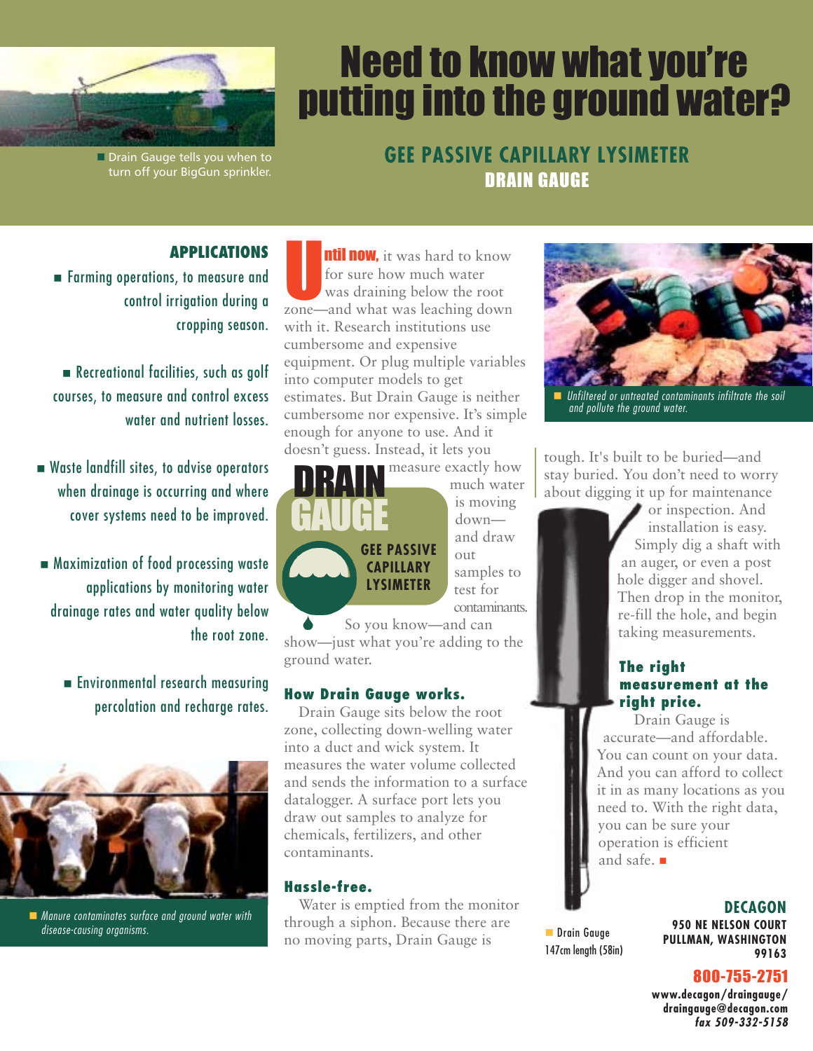# Need to know what you're putting into the ground water?

## GEE PASSIVE CAPILLARY LYSIMETER
## DRAIN GAUGE

Drain Gauge tells you when to turn off your BigGun sprinkler.

### APPLICATIONS

- Farming operations, to measure and control irrigation during a cropping season.
- Recreational facilities, such as golf courses, to measure and control excess water and nutrient losses.
- Waste landfill sites, to advise operators when drainage is occurring and where cover systems need to be improved.
- Maximization of food processing waste applications by monitoring water drainage rates and water quality below the root zone.
- Environmental research measuring percolation and recharge rates.

*Manure contaminates surface and ground water with disease-causing organisms.*

**Until now,** it was hard to know for sure how much water was draining below the root zone—and what was leaching down with it. Research institutions use cumbersome and expensive equipment. Or plug multiple variables into computer models to get estimates. But Drain Gauge is neither cumbersome nor expensive. It's simple enough for anyone to use. And it doesn't guess. Instead, it lets you measure exactly how much water is moving down—and draw out samples to test for contaminants. So you know—and can show—just what you're adding to the ground water.

**DRAIN GAUGE**
**GEE PASSIVE CAPILLARY LYSIMETER**

### How Drain Gauge works.

Drain Gauge sits below the root zone, collecting down-welling water into a duct and wick system. It measures the water volume collected and sends the information to a surface datalogger. A surface port lets you draw out samples to analyze for chemicals, fertilizers, and other contaminants.

### Hassle-free.

Water is emptied from the monitor through a siphon. Because there are no moving parts, Drain Gauge is tough. It's built to be buried—and stay buried. You don't need to worry about digging it up for maintenance or inspection. And installation is easy. Simply dig a shaft with an auger, or even a post hole digger and shovel. Then drop in the monitor, re-fill the hole, and begin taking measurements.

*Unfiltered or untreated contaminants infiltrate the soil and pollute the ground water.*

### The right measurement at the right price.

Drain Gauge is accurate—and affordable. You can count on your data. And you can afford to collect it in as many locations as you need to. With the right data, you can be sure your operation is efficient and safe.

Drain Gauge 147cm length (58in)

**DECAGON**
950 NE NELSON COURT
PULLMAN, WASHINGTON
99163

**800-755-2751**
www.decagon/draingauge/
draingauge@decagon.com
*fax 509-332-5158*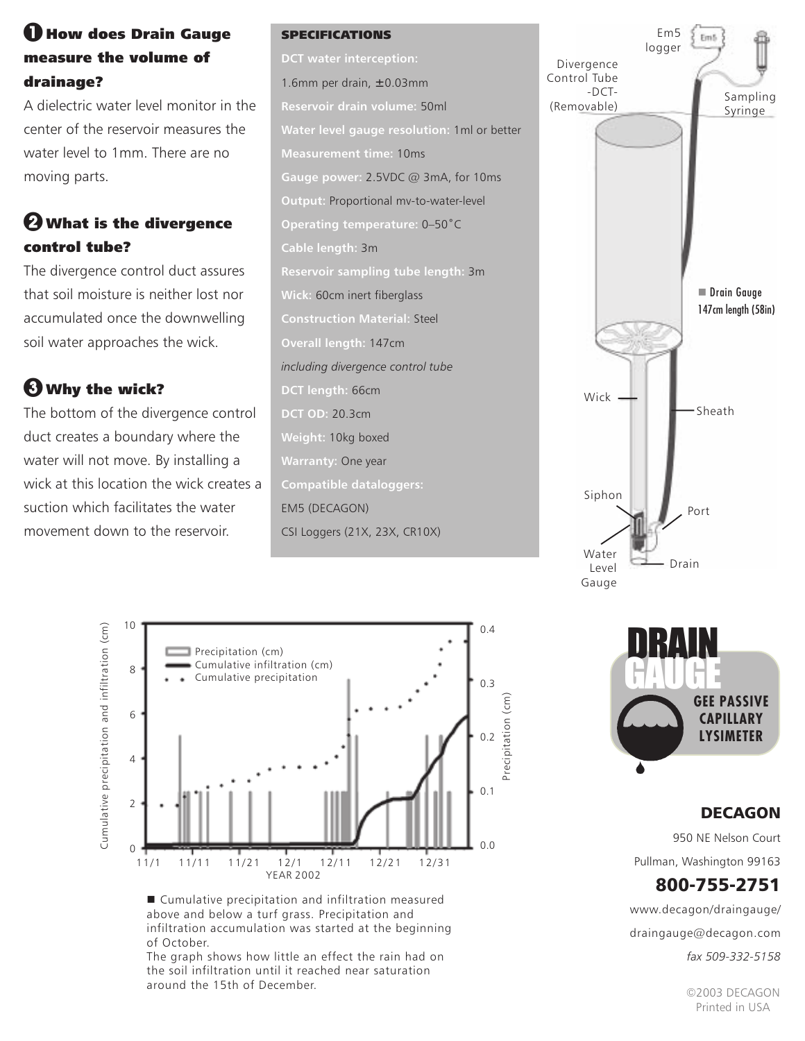## ❶ How does Drain Gauge measure the volume of drainage?

A dielectric water level monitor in the center of the reservoir measures the water level to 1mm. There are no moving parts.

## ❷ What is the divergence control tube?

The divergence control duct assures that soil moisture is neither lost nor accumulated once the downwelling soil water approaches the wick.

## ❸ Why the wick?

The bottom of the divergence control duct creates a boundary where the water will not move. By installing a wick at this location the wick creates a suction which facilitates the water movement down to the reservoir.

### SPECIFICATIONS

**DCT water interception:** 1.6mm per drain, ±0.03mm

**Reservoir drain volume:** 50ml

**Water level gauge resolution:** 1ml or better

**Measurement time:** 10ms

**Gauge power:** 2.5VDC @ 3mA, for 10ms

**Output:** Proportional mv-to-water-level

**Operating temperature:** 0–50˚C

**Cable length:** 3m

**Reservoir sampling tube length:** 3m

**Wick:** 60cm inert fiberglass

**Construction Material:** Steel

**Overall length:** 147cm *including divergence control tube*

**DCT length:** 66cm

**DCT OD:** 20.3cm

**Weight:** 10kg boxed

**Warranty:** One year

**Compatible dataloggers:**
EM5 (DECAGON)
CSI Loggers (21X, 23X, CR10X)

Em5 logger
Divergence Control Tube -DCT- (Removable)
Sampling Syringe
■ Drain Gauge 147cm length (58in)
Wick
Sheath
Siphon
Port
Water Level Gauge
Drain

Cumulative precipitation and infiltration (cm)
Precipitation (cm)
Precipitation (cm)
Cumulative infiltration (cm)
Cumulative precipitation
0 2 4 6 8 10
0.0 0.1 0.2 0.3 0.4
11/1 11/11 11/21 12/1 12/11 12/21 12/31
YEAR 2002

■ Cumulative precipitation and infiltration measured above and below a turf grass. Precipitation and infiltration accumulation was started at the beginning of October.
The graph shows how little an effect the rain had on the soil infiltration until it reached near saturation around the 15th of December.

DRAIN GAUGE
GEE PASSIVE CAPILLARY LYSIMETER

**DECAGON**

950 NE Nelson Court
Pullman, Washington 99163

**800-755-2751**

www.decagon/draingauge/
draingauge@decagon.com
*fax 509-332-5158*

©2003 DECAGON
Printed in USA